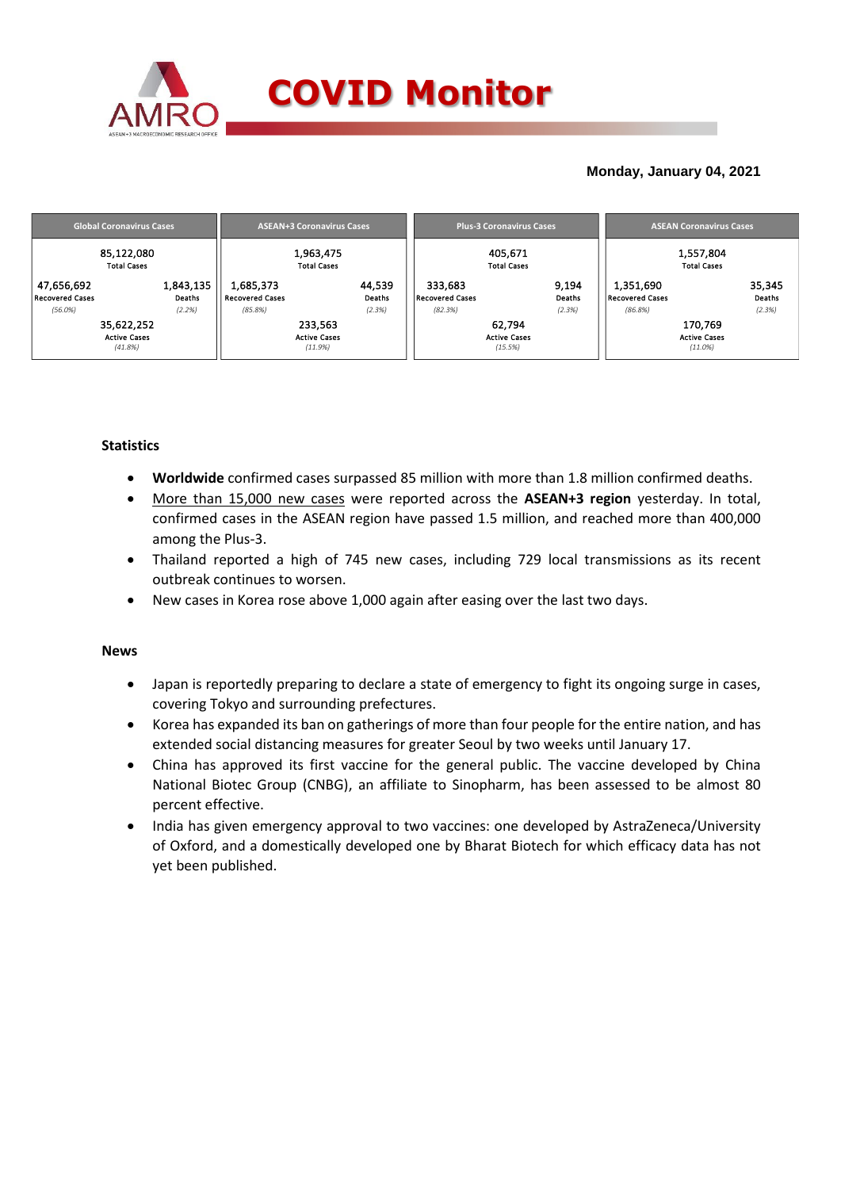# COVID Monitor

**Monday, January 04, 2021**

| Global Coronavirus Cases | | ASEAN+3 Coronavirus Cases | | Plus-3 Coronavirus Cases | | ASEAN Coronavirus Cases | |
|---|---|---|---|---|---|---|---|
| 85,122,080 Total Cases | | 1,963,475 Total Cases | | 405,671 Total Cases | | 1,557,804 Total Cases | |
| 47,656,692 Recovered Cases (56.0%) | 1,843,135 Deaths (2.2%) | 1,685,373 Recovered Cases (85.8%) | 44,539 Deaths (2.3%) | 333,683 Recovered Cases (82.3%) | 9,194 Deaths (2.3%) | 1,351,690 Recovered Cases (86.8%) | 35,345 Deaths (2.3%) |
| 35,622,252 Active Cases (41.8%) | | 233,563 Active Cases (11.9%) | | 62,794 Active Cases (15.5%) | | 170,769 Active Cases (11.0%) | |

## Statistics

- **Worldwide** confirmed cases surpassed 85 million with more than 1.8 million confirmed deaths.
- More than 15,000 new cases were reported across the **ASEAN+3 region** yesterday. In total, confirmed cases in the ASEAN region have passed 1.5 million, and reached more than 400,000 among the Plus-3.
- Thailand reported a high of 745 new cases, including 729 local transmissions as its recent outbreak continues to worsen.
- New cases in Korea rose above 1,000 again after easing over the last two days.

## News

- Japan is reportedly preparing to declare a state of emergency to fight its ongoing surge in cases, covering Tokyo and surrounding prefectures.
- Korea has expanded its ban on gatherings of more than four people for the entire nation, and has extended social distancing measures for greater Seoul by two weeks until January 17.
- China has approved its first vaccine for the general public. The vaccine developed by China National Biotec Group (CNBG), an affiliate to Sinopharm, has been assessed to be almost 80 percent effective.
- India has given emergency approval to two vaccines: one developed by AstraZeneca/University of Oxford, and a domestically developed one by Bharat Biotech for which efficacy data has not yet been published.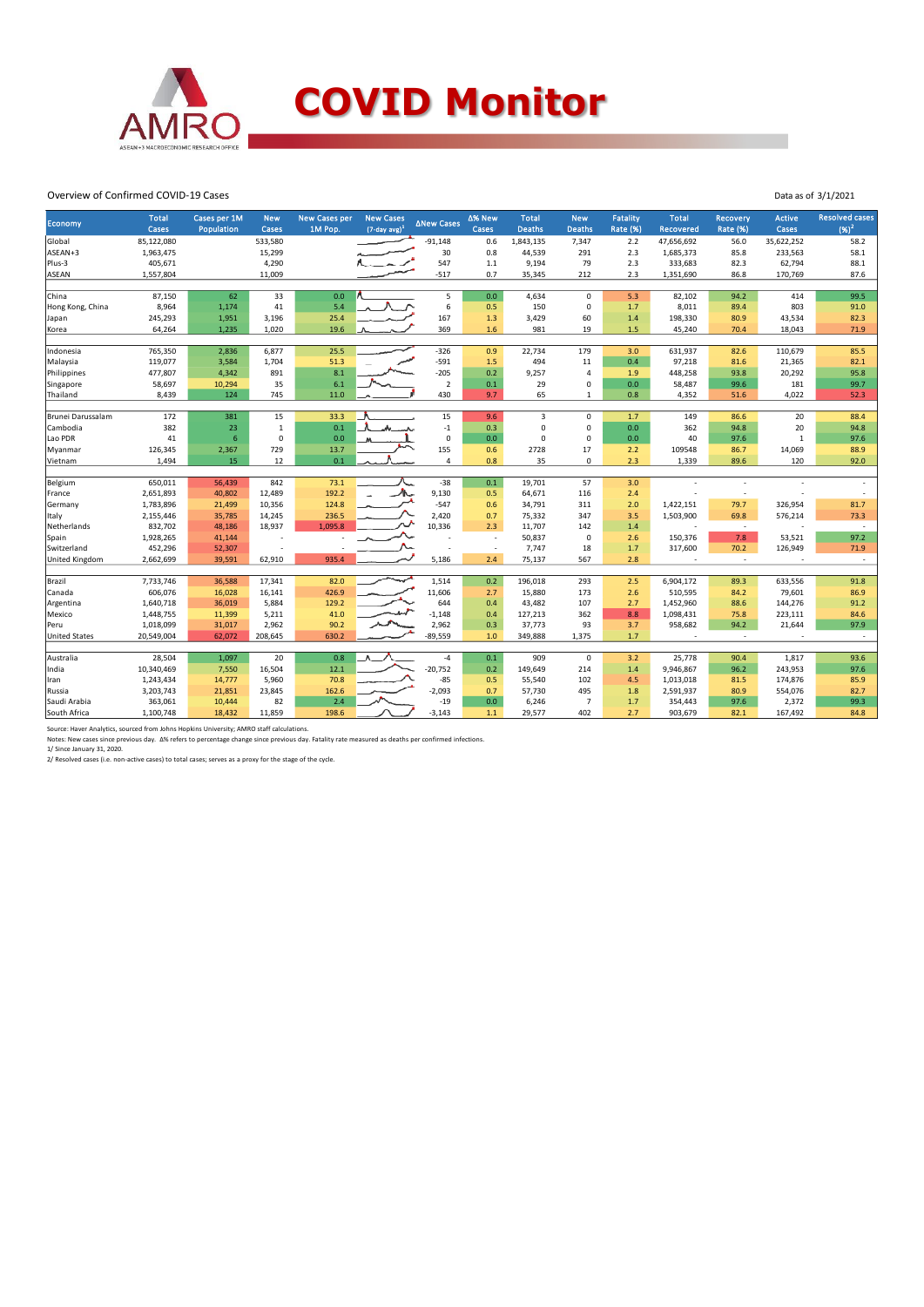# COVID Monitor

Overview of Confirmed COVID-19 Cases

Data as of 3/1/2021

| Economy | Total Cases | Cases per 1M Population | New Cases | New Cases per 1M Pop. | New Cases (7-day avg)[1] | ΔNew Cases | Δ% New Cases | Total Deaths | New Deaths | Fatality Rate (%) | Total Recovered | Recovery Rate (%) | Active Cases | Resolved cases (%)[2] |
|---|---|---|---|---|---|---|---|---|---|---|---|---|---|---|
| Global | 85,122,080 | | 533,580 | | | -91,148 | 0.6 | 1,843,135 | 7,347 | 2.2 | 47,656,692 | 56.0 | 35,622,252 | 58.2 |
| ASEAN+3 | 1,963,475 | | 15,299 | | | 30 | 0.8 | 44,539 | 291 | 2.3 | 1,685,373 | 85.8 | 233,563 | 58.1 |
| Plus-3 | 405,671 | | 4,290 | | | 547 | 1.1 | 9,194 | 79 | 2.3 | 333,683 | 82.3 | 62,794 | 88.1 |
| ASEAN | 1,557,804 | | 11,009 | | | -517 | 0.7 | 35,345 | 212 | 2.3 | 1,351,690 | 86.8 | 170,769 | 87.6 |
| | | | | | | | | | | | | | | |
| China | 87,150 | 62 | 33 | 0.0 | | 5 | 0.0 | 4,634 | 0 | 5.3 | 82,102 | 94.2 | 414 | 99.5 |
| Hong Kong, China | 8,964 | 1,174 | 41 | 5.4 | | 6 | 0.5 | 150 | 0 | 1.7 | 8,011 | 89.4 | 803 | 91.0 |
| Japan | 245,293 | 1,951 | 3,196 | 25.4 | | 167 | 1.3 | 3,429 | 60 | 1.4 | 198,330 | 80.9 | 43,534 | 82.3 |
| Korea | 64,264 | 1,235 | 1,020 | 19.6 | | 369 | 1.6 | 981 | 19 | 1.5 | 45,240 | 70.4 | 18,043 | 71.9 |
| | | | | | | | | | | | | | | |
| Indonesia | 765,350 | 2,836 | 6,877 | 25.5 | | -326 | 0.9 | 22,734 | 179 | 3.0 | 631,937 | 82.6 | 110,679 | 85.5 |
| Malaysia | 119,077 | 3,584 | 1,704 | 51.3 | | -591 | 1.5 | 494 | 11 | 0.4 | 97,218 | 81.6 | 21,365 | 82.1 |
| Philippines | 477,807 | 4,342 | 891 | 8.1 | | -205 | 0.2 | 9,257 | 4 | 1.9 | 448,258 | 93.8 | 20,292 | 95.8 |
| Singapore | 58,697 | 10,294 | 35 | 6.1 | | 2 | 0.1 | 29 | 0 | 0.0 | 58,487 | 99.6 | 181 | 99.7 |
| Thailand | 8,439 | 124 | 745 | 11.0 | | 430 | 9.7 | 65 | 1 | 0.8 | 4,352 | 51.6 | 4,022 | 52.3 |
| | | | | | | | | | | | | | | |
| Brunei Darussalam | 172 | 381 | 15 | 33.3 | | 15 | 9.6 | 3 | 0 | 1.7 | 149 | 86.6 | 20 | 88.4 |
| Cambodia | 382 | 23 | 1 | 0.1 | | -1 | 0.3 | 0 | 0 | 0.0 | 362 | 94.8 | 20 | 94.8 |
| Lao PDR | 41 | 6 | 0 | 0.0 | | 0 | 0.0 | 0 | 0 | 0.0 | 40 | 97.6 | 1 | 97.6 |
| Myanmar | 126,345 | 2,367 | 729 | 13.7 | | 155 | 0.6 | 2728 | 17 | 2.2 | 109548 | 86.7 | 14,069 | 88.9 |
| Vietnam | 1,494 | 15 | 12 | 0.1 | | 4 | 0.8 | 35 | 0 | 2.3 | 1,339 | 89.6 | 120 | 92.0 |
| | | | | | | | | | | | | | | |
| Belgium | 650,011 | 56,439 | 842 | 73.1 | | -38 | 0.1 | 19,701 | 57 | 3.0 | - | - | - | - |
| France | 2,651,893 | 40,802 | 12,489 | 192.2 | | 9,130 | 0.5 | 64,671 | 116 | 2.4 | - | - | - | - |
| Germany | 1,783,896 | 21,499 | 10,356 | 124.8 | | -547 | 0.6 | 34,791 | 311 | 2.0 | 1,422,151 | 79.7 | 326,954 | 81.7 |
| Italy | 2,155,446 | 35,785 | 14,245 | 236.5 | | 2,420 | 0.7 | 75,332 | 347 | 3.5 | 1,503,900 | 69.8 | 576,214 | 73.3 |
| Netherlands | 832,702 | 48,186 | 18,937 | 1,095.8 | | 10,336 | 2.3 | 11,707 | 142 | 1.4 | - | - | - | - |
| Spain | 1,928,265 | 41,144 | - | - | | - | - | 50,837 | 0 | 2.6 | 150,376 | 7.8 | 53,521 | 97.2 |
| Switzerland | 452,296 | 52,307 | - | - | | - | - | 7,747 | 18 | 1.7 | 317,600 | 70.2 | 126,949 | 71.9 |
| United Kingdom | 2,662,699 | 39,591 | 62,910 | 935.4 | | 5,186 | 2.4 | 75,137 | 567 | 2.8 | - | - | - | - |
| | | | | | | | | | | | | | | |
| Brazil | 7,733,746 | 36,588 | 17,341 | 82.0 | | 1,514 | 0.2 | 196,018 | 293 | 2.5 | 6,904,172 | 89.3 | 633,556 | 91.8 |
| Canada | 606,076 | 16,028 | 16,141 | 426.9 | | 11,606 | 2.7 | 15,880 | 173 | 2.6 | 510,595 | 84.2 | 79,601 | 86.9 |
| Argentina | 1,640,718 | 36,019 | 5,884 | 129.2 | | 644 | 0.4 | 43,482 | 107 | 2.7 | 1,452,960 | 88.6 | 144,276 | 91.2 |
| Mexico | 1,448,755 | 11,399 | 5,211 | 41.0 | | -1,148 | 0.4 | 127,213 | 362 | 8.8 | 1,098,431 | 75.8 | 223,111 | 84.6 |
| Peru | 1,018,099 | 31,017 | 2,962 | 90.2 | | 2,962 | 0.3 | 37,773 | 93 | 3.7 | 958,682 | 94.2 | 21,644 | 97.9 |
| United States | 20,549,004 | 62,072 | 208,645 | 630.2 | | -89,559 | 1.0 | 349,888 | 1,375 | 1.7 | - | - | - | - |
| | | | | | | | | | | | | | | |
| Australia | 28,504 | 1,097 | 20 | 0.8 | | -4 | 0.1 | 909 | 0 | 3.2 | 25,778 | 90.4 | 1,817 | 93.6 |
| India | 10,340,469 | 7,550 | 16,504 | 12.1 | | -20,752 | 0.2 | 149,649 | 214 | 1.4 | 9,946,867 | 96.2 | 243,953 | 97.6 |
| Iran | 1,243,434 | 14,777 | 5,960 | 70.8 | | -85 | 0.5 | 55,540 | 102 | 4.5 | 1,013,018 | 81.5 | 174,876 | 85.9 |
| Russia | 3,203,743 | 21,851 | 23,845 | 162.6 | | -2,093 | 0.7 | 57,730 | 495 | 1.8 | 2,591,937 | 80.9 | 554,076 | 82.7 |
| Saudi Arabia | 363,061 | 10,444 | 82 | 2.4 | | -19 | 0.0 | 6,246 | 7 | 1.7 | 354,443 | 97.6 | 2,372 | 99.3 |
| South Africa | 1,100,748 | 18,432 | 11,859 | 198.6 | | -3,143 | 1.1 | 29,577 | 402 | 2.7 | 903,679 | 82.1 | 167,492 | 84.8 |

Source: Haver Analytics, sourced from Johns Hopkins University; AMRO staff calculations.

Notes: New cases since previous day. Δ% refers to percentage change since previous day. Fatality rate measured as deaths per confirmed infections.

1/ Since January 31, 2020.

2/ Resolved cases (i.e. non-active cases) to total cases; serves as a proxy for the stage of the cycle.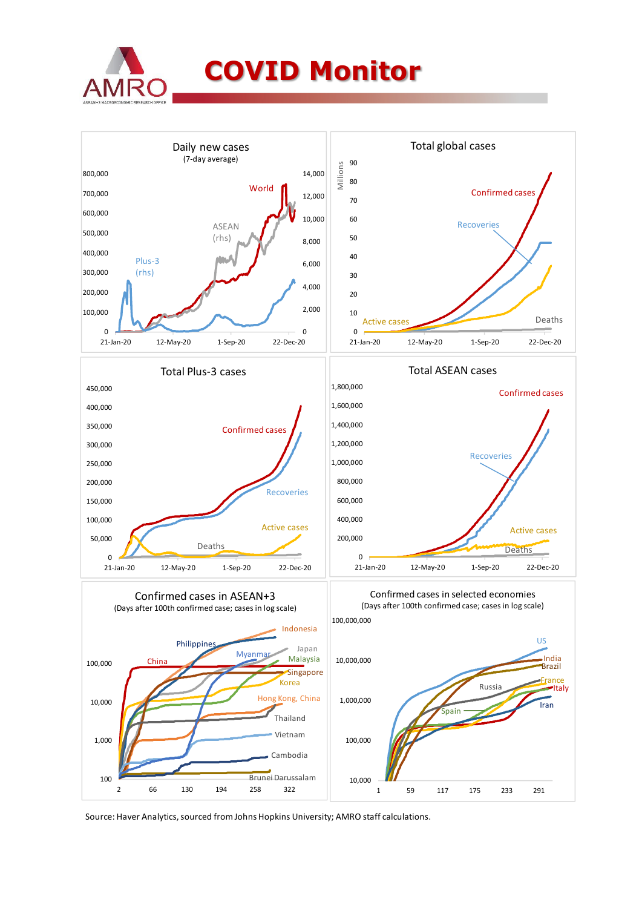# COVID Monitor

AMRO
ASEAN+3 MACROECONOMIC RESEARCH OFFICE

## Daily new cases
(7-day average)

800,000
700,000
600,000
500,000
400,000
300,000
200,000
100,000
0

14,000
12,000
10,000
8,000
6,000
4,000
2,000
0

World
ASEAN (rhs)
Plus-3 (rhs)

21-Jan-20 12-May-20 1-Sep-20 22-Dec-20

## Total global cases

Millions
90
80
70
60
50
40
30
20
10
0

Confirmed cases
Recoveries
Active cases
Deaths

21-Jan-20 12-May-20 1-Sep-20 22-Dec-20

## Total Plus-3 cases

450,000
400,000
350,000
300,000
250,000
200,000
150,000
100,000
50,000
0

Confirmed cases
Recoveries
Active cases
Deaths

21-Jan-20 12-May-20 1-Sep-20 22-Dec-20

## Total ASEAN cases

1,800,000
1,600,000
1,400,000
1,200,000
1,000,000
800,000
600,000
400,000
200,000
0

Confirmed cases
Recoveries
Active cases
Deaths

21-Jan-20 12-May-20 1-Sep-20 22-Dec-20

## Confirmed cases in ASEAN+3
(Days after 100th confirmed case; cases in log scale)

100,000
10,000
1,000
100

Indonesia
Philippines
Japan
Myanmar
Malaysia
China
Singapore
Korea
Hong Kong, China
Thailand
Vietnam
Cambodia
Brunei Darussalam

2 66 130 194 258 322

## Confirmed cases in selected economies
(Days after 100th confirmed case; cases in log scale)

100,000,000
10,000,000
1,000,000
100,000
10,000

US
India
Brazil
Russia
France
Italy
Iran
Spain

1 59 117 175 233 291

Source: Haver Analytics, sourced from Johns Hopkins University; AMRO staff calculations.